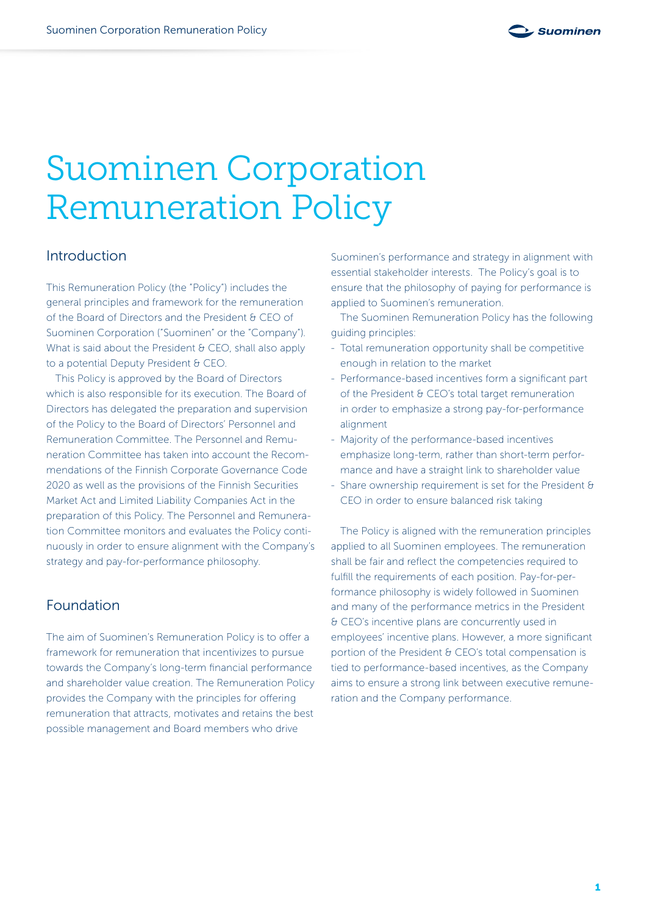# Suominen Corporation Remuneration Policy

## Introduction

This Remuneration Policy (the "Policy") includes the general principles and framework for the remuneration of the Board of Directors and the President & CEO of Suominen Corporation ("Suominen" or the "Company"). What is said about the President & CEO, shall also apply to a potential Deputy President & CEO.

This Policy is approved by the Board of Directors which is also responsible for its execution. The Board of Directors has delegated the preparation and supervision of the Policy to the Board of Directors' Personnel and Remuneration Committee. The Personnel and Remuneration Committee has taken into account the Recommendations of the Finnish Corporate Governance Code 2020 as well as the provisions of the Finnish Securities Market Act and Limited Liability Companies Act in the preparation of this Policy. The Personnel and Remuneration Committee monitors and evaluates the Policy continuously in order to ensure alignment with the Company's strategy and pay-for-performance philosophy.

## Foundation

The aim of Suominen's Remuneration Policy is to offer a framework for remuneration that incentivizes to pursue towards the Company's long-term financial performance and shareholder value creation. The Remuneration Policy provides the Company with the principles for offering remuneration that attracts, motivates and retains the best possible management and Board members who drive Suominen's performance and strategy in alignment with essential stakeholder interests. The Policy's goal is to ensure that the philosophy of paying for performance is applied to Suominen's remuneration.

The Suominen Remuneration Policy has the following guiding principles:

- Total remuneration opportunity shall be competitive enough in relation to the market
- Performance-based incentives form a significant part of the President & CEO's total target remuneration in order to emphasize a strong pay-for-performance alignment
- Majority of the performance-based incentives emphasize long-term, rather than short-term performance and have a straight link to shareholder value
- Share ownership requirement is set for the President & CEO in order to ensure balanced risk taking

The Policy is aligned with the remuneration principles applied to all Suominen employees. The remuneration shall be fair and reflect the competencies required to fulfill the requirements of each position. Pay-for-performance philosophy is widely followed in Suominen and many of the performance metrics in the President & CEO's incentive plans are concurrently used in employees' incentive plans. However, a more significant portion of the President & CEO's total compensation is tied to performance-based incentives, as the Company aims to ensure a strong link between executive remuneration and the Company performance.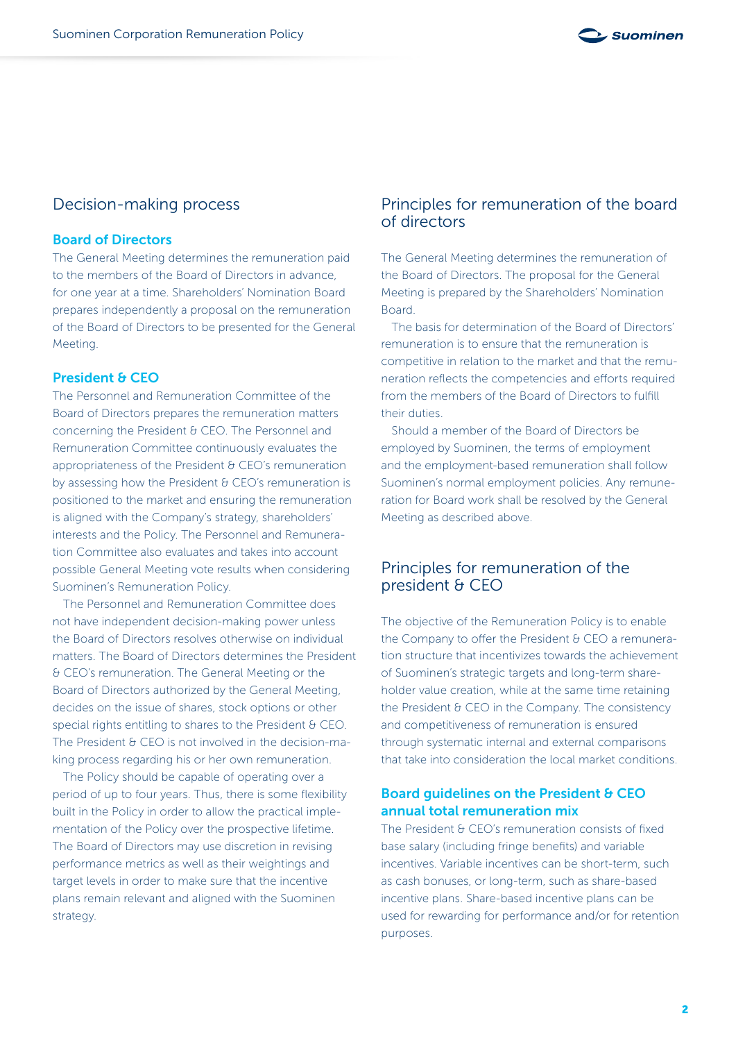## Decision-making process

### Board of Directors

The General Meeting determines the remuneration paid to the members of the Board of Directors in advance, for one year at a time. Shareholders' Nomination Board prepares independently a proposal on the remuneration of the Board of Directors to be presented for the General Meeting.

### President & CEO

The Personnel and Remuneration Committee of the Board of Directors prepares the remuneration matters concerning the President & CEO. The Personnel and Remuneration Committee continuously evaluates the appropriateness of the President & CEO's remuneration by assessing how the President & CEO's remuneration is positioned to the market and ensuring the remuneration is aligned with the Company's strategy, shareholders' interests and the Policy. The Personnel and Remuneration Committee also evaluates and takes into account possible General Meeting vote results when considering Suominen's Remuneration Policy.

The Personnel and Remuneration Committee does not have independent decision-making power unless the Board of Directors resolves otherwise on individual matters. The Board of Directors determines the President & CEO's remuneration. The General Meeting or the Board of Directors authorized by the General Meeting, decides on the issue of shares, stock options or other special rights entitling to shares to the President & CEO. The President & CEO is not involved in the decision-making process regarding his or her own remuneration.

The Policy should be capable of operating over a period of up to four years. Thus, there is some flexibility built in the Policy in order to allow the practical implementation of the Policy over the prospective lifetime. The Board of Directors may use discretion in revising performance metrics as well as their weightings and target levels in order to make sure that the incentive plans remain relevant and aligned with the Suominen strategy.

## Principles for remuneration of the board of directors

The General Meeting determines the remuneration of the Board of Directors. The proposal for the General Meeting is prepared by the Shareholders' Nomination Board.

The basis for determination of the Board of Directors' remuneration is to ensure that the remuneration is competitive in relation to the market and that the remuneration reflects the competencies and efforts required from the members of the Board of Directors to fulfill their duties.

Should a member of the Board of Directors be employed by Suominen, the terms of employment and the employment-based remuneration shall follow Suominen's normal employment policies. Any remuneration for Board work shall be resolved by the General Meeting as described above.

## Principles for remuneration of the president & CEO

The objective of the Remuneration Policy is to enable the Company to offer the President & CEO a remuneration structure that incentivizes towards the achievement of Suominen's strategic targets and long-term shareholder value creation, while at the same time retaining the President & CEO in the Company. The consistency and competitiveness of remuneration is ensured through systematic internal and external comparisons that take into consideration the local market conditions.

### Board guidelines on the President & CEO annual total remuneration mix

The President & CEO's remuneration consists of fixed base salary (including fringe benefits) and variable incentives. Variable incentives can be short-term, such as cash bonuses, or long-term, such as share-based incentive plans. Share-based incentive plans can be used for rewarding for performance and/or for retention purposes.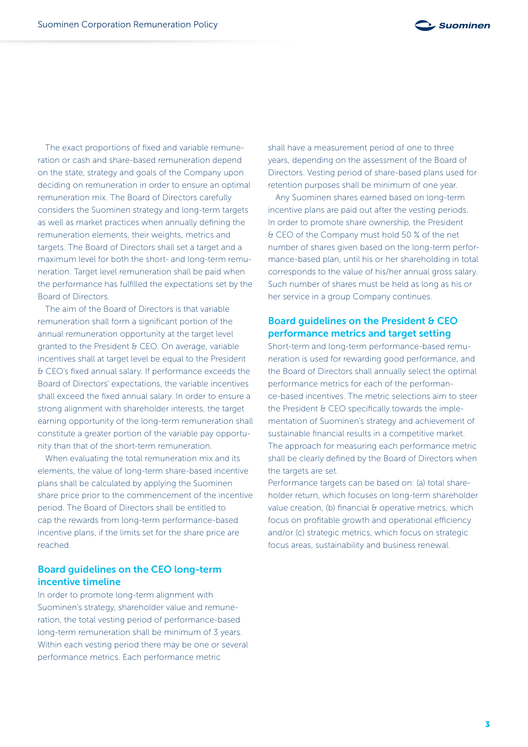The exact proportions of fixed and variable remuneration or cash and share-based remuneration depend on the state, strategy and goals of the Company upon deciding on remuneration in order to ensure an optimal remuneration mix. The Board of Directors carefully considers the Suominen strategy and long-term targets as well as market practices when annually defining the remuneration elements, their weights, metrics and targets. The Board of Directors shall set a target and a maximum level for both the short- and long-term remuneration. Target level remuneration shall be paid when the performance has fulfilled the expectations set by the Board of Directors.

The aim of the Board of Directors is that variable remuneration shall form a significant portion of the annual remuneration opportunity at the target level granted to the President & CEO. On average, variable incentives shall at target level be equal to the President & CEO's fixed annual salary. If performance exceeds the Board of Directors' expectations, the variable incentives shall exceed the fixed annual salary. In order to ensure a strong alignment with shareholder interests, the target earning opportunity of the long-term remuneration shall constitute a greater portion of the variable pay opportunity than that of the short-term remuneration.

When evaluating the total remuneration mix and its elements, the value of long-term share-based incentive plans shall be calculated by applying the Suominen share price prior to the commencement of the incentive period. The Board of Directors shall be entitled to cap the rewards from long-term performance-based incentive plans, if the limits set for the share price are reached.

## Board guidelines on the CEO long-term incentive timeline

In order to promote long-term alignment with Suominen's strategy, shareholder value and remuneration, the total vesting period of performance-based long-term remuneration shall be minimum of 3 years. Within each vesting period there may be one or several performance metrics. Each performance metric shall have a measurement period of one to three years, depending on the assessment of the Board of Directors. Vesting period of share-based plans used for retention purposes shall be minimum of one year.

Any Suominen shares earned based on long-term incentive plans are paid out after the vesting periods. In order to promote share ownership, the President & CEO of the Company must hold 50 % of the net number of shares given based on the long-term performance-based plan, until his or her shareholding in total corresponds to the value of his/her annual gross salary. Such number of shares must be held as long as his or her service in a group Company continues.

## Board guidelines on the President & CEO performance metrics and target setting

Short-term and long-term performance-based remuneration is used for rewarding good performance, and the Board of Directors shall annually select the optimal performance metrics for each of the performance-based incentives. The metric selections aim to steer the President & CEO specifically towards the implementation of Suominen's strategy and achievement of sustainable financial results in a competitive market. The approach for measuring each performance metric shall be clearly defined by the Board of Directors when the targets are set.

Performance targets can be based on: (a) total shareholder return, which focuses on long-term shareholder value creation, (b) financial & operative metrics, which focus on profitable growth and operational efficiency and/or (c) strategic metrics, which focus on strategic focus areas, sustainability and business renewal.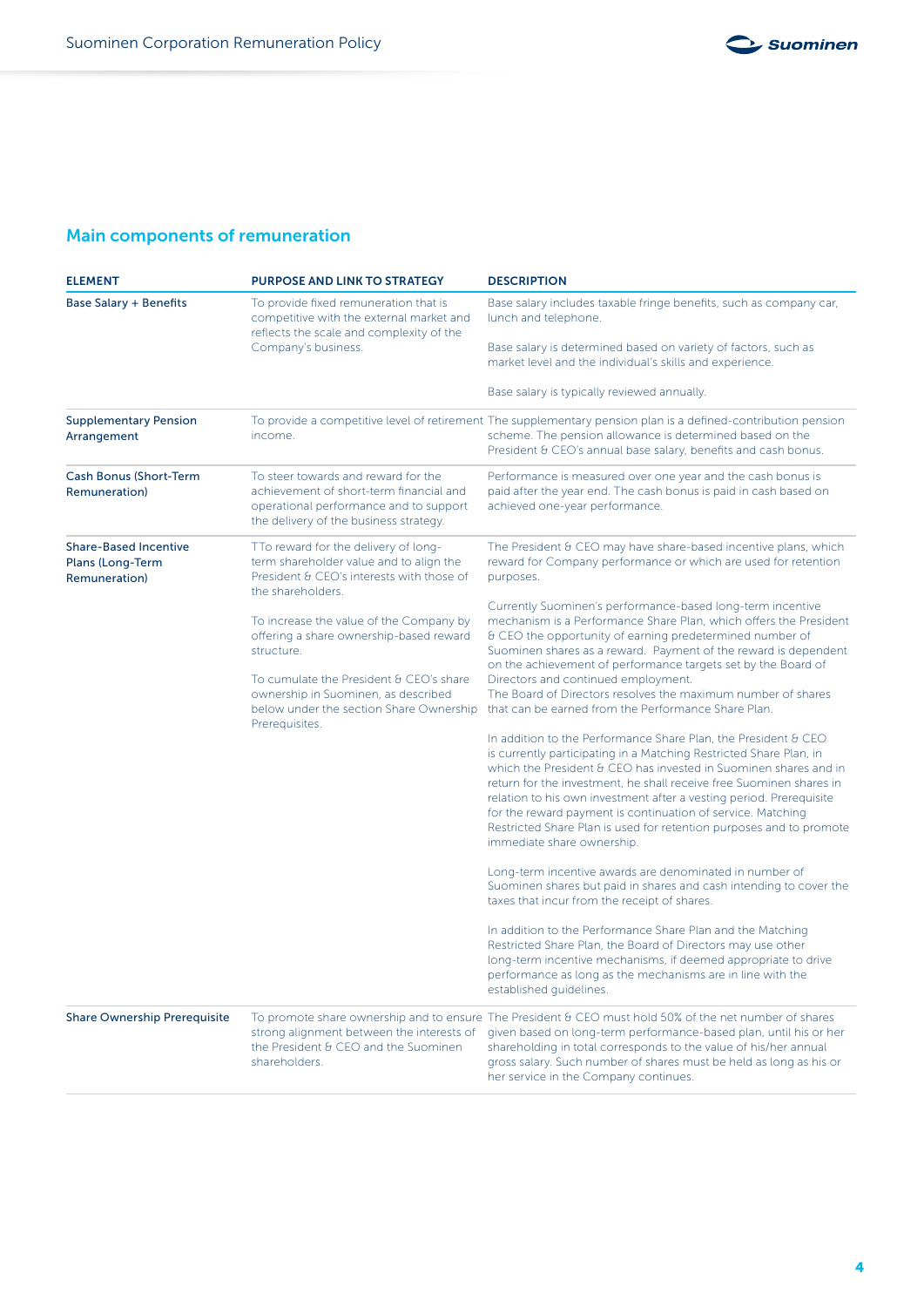## Main components of remuneration

| ELEMENT | PURPOSE AND LINK TO STRATEGY | DESCRIPTION |
|---|---|---|
| **Base Salary + Benefits** | To provide fixed remuneration that is competitive with the external market and reflects the scale and complexity of the Company's business. | Base salary includes taxable fringe benefits, such as company car, lunch and telephone.<br><br>Base salary is determined based on variety of factors, such as market level and the individual's skills and experience.<br><br>Base salary is typically reviewed annually. |
| **Supplementary Pension Arrangement** | To provide a competitive level of retirement income. | The supplementary pension plan is a defined-contribution pension scheme. The pension allowance is determined based on the President & CEO's annual base salary, benefits and cash bonus. |
| **Cash Bonus (Short-Term Remuneration)** | To steer towards and reward for the achievement of short-term financial and operational performance and to support the delivery of the business strategy. | Performance is measured over one year and the cash bonus is paid after the year end. The cash bonus is paid in cash based on achieved one-year performance. |
| **Share-Based Incentive Plans (Long-Term Remuneration)** | TTo reward for the delivery of long-term shareholder value and to align the President & CEO's interests with those of the shareholders.<br><br>To increase the value of the Company by offering a share ownership-based reward structure.<br><br>To cumulate the President & CEO's share ownership in Suominen, as described below under the section Share Ownership Prerequisites. | The President & CEO may have share-based incentive plans, which reward for Company performance or which are used for retention purposes.<br><br>Currently Suominen's performance-based long-term incentive mechanism is a Performance Share Plan, which offers the President & CEO the opportunity of earning predetermined number of Suominen shares as a reward. Payment of the reward is dependent on the achievement of performance targets set by the Board of Directors and continued employment.<br>The Board of Directors resolves the maximum number of shares that can be earned from the Performance Share Plan.<br><br>In addition to the Performance Share Plan, the President & CEO is currently participating in a Matching Restricted Share Plan, in which the President & CEO has invested in Suominen shares and in return for the investment, he shall receive free Suominen shares in relation to his own investment after a vesting period. Prerequisite for the reward payment is continuation of service. Matching Restricted Share Plan is used for retention purposes and to promote immediate share ownership.<br><br>Long-term incentive awards are denominated in number of Suominen shares but paid in shares and cash intending to cover the taxes that incur from the receipt of shares.<br><br>In addition to the Performance Share Plan and the Matching Restricted Share Plan, the Board of Directors may use other long-term incentive mechanisms, if deemed appropriate to drive performance as long as the mechanisms are in line with the established guidelines. |
| **Share Ownership Prerequisite** | To promote share ownership and to ensure strong alignment between the interests of the President & CEO and the Suominen shareholders. | The President & CEO must hold 50% of the net number of shares given based on long-term performance-based plan, until his or her shareholding in total corresponds to the value of his/her annual gross salary. Such number of shares must be held as long as his or her service in the Company continues. |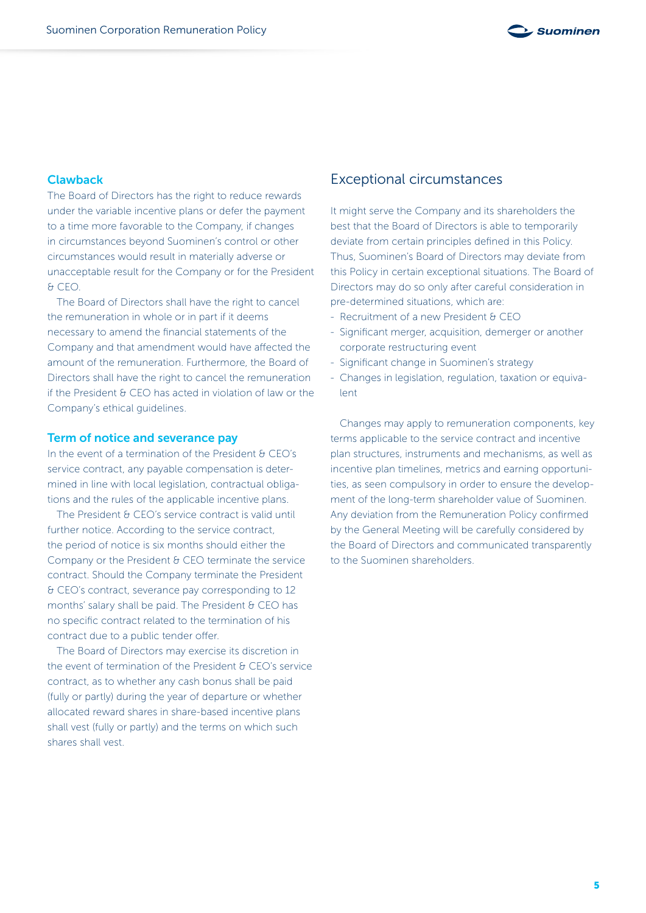### Clawback

The Board of Directors has the right to reduce rewards under the variable incentive plans or defer the payment to a time more favorable to the Company, if changes in circumstances beyond Suominen's control or other circumstances would result in materially adverse or unacceptable result for the Company or for the President & CEO.

The Board of Directors shall have the right to cancel the remuneration in whole or in part if it deems necessary to amend the financial statements of the Company and that amendment would have affected the amount of the remuneration. Furthermore, the Board of Directors shall have the right to cancel the remuneration if the President & CEO has acted in violation of law or the Company's ethical guidelines.

### Term of notice and severance pay

In the event of a termination of the President & CEO's service contract, any payable compensation is determined in line with local legislation, contractual obligations and the rules of the applicable incentive plans.

The President & CEO's service contract is valid until further notice. According to the service contract, the period of notice is six months should either the Company or the President & CEO terminate the service contract. Should the Company terminate the President & CEO's contract, severance pay corresponding to 12 months' salary shall be paid. The President & CEO has no specific contract related to the termination of his contract due to a public tender offer.

The Board of Directors may exercise its discretion in the event of termination of the President & CEO's service contract, as to whether any cash bonus shall be paid (fully or partly) during the year of departure or whether allocated reward shares in share-based incentive plans shall vest (fully or partly) and the terms on which such shares shall vest.

## Exceptional circumstances

It might serve the Company and its shareholders the best that the Board of Directors is able to temporarily deviate from certain principles defined in this Policy. Thus, Suominen's Board of Directors may deviate from this Policy in certain exceptional situations. The Board of Directors may do so only after careful consideration in pre-determined situations, which are:

- Recruitment of a new President & CEO
- Significant merger, acquisition, demerger or another corporate restructuring event
- Significant change in Suominen's strategy
- Changes in legislation, regulation, taxation or equivalent

Changes may apply to remuneration components, key terms applicable to the service contract and incentive plan structures, instruments and mechanisms, as well as incentive plan timelines, metrics and earning opportunities, as seen compulsory in order to ensure the development of the long-term shareholder value of Suominen. Any deviation from the Remuneration Policy confirmed by the General Meeting will be carefully considered by the Board of Directors and communicated transparently to the Suominen shareholders.